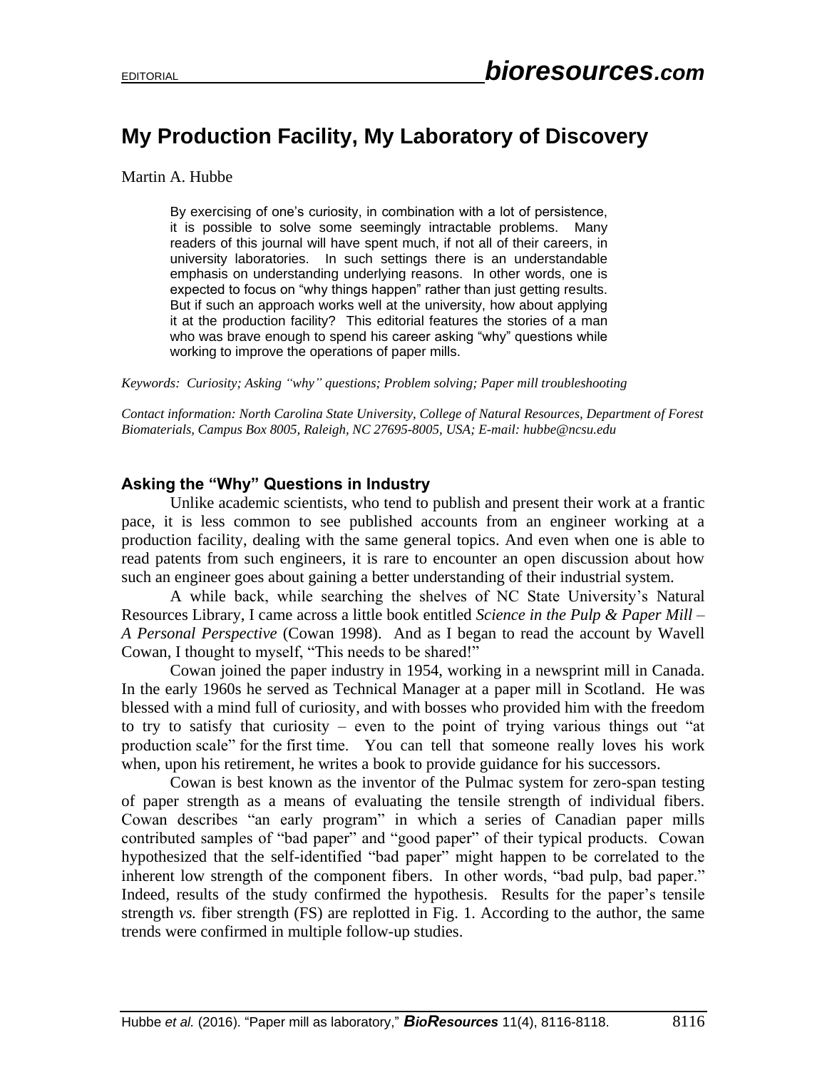# My Production Facility, My Laboratory of Discovery

Martin A. Hubbe

> By exercising of one's curiosity, in combination with a lot of persistence, it is possible to solve some seemingly intractable problems. Many readers of this journal will have spent much, if not all of their careers, in university laboratories. In such settings there is an understandable emphasis on understanding underlying reasons. In other words, one is expected to focus on "why things happen" rather than just getting results. But if such an approach works well at the university, how about applying it at the production facility? This editorial features the stories of a man who was brave enough to spend his career asking "why" questions while working to improve the operations of paper mills.

*Keywords: Curiosity; Asking "why" questions; Problem solving; Paper mill troubleshooting*

*Contact information: North Carolina State University, College of Natural Resources, Department of Forest Biomaterials, Campus Box 8005, Raleigh, NC 27695-8005, USA; E-mail: hubbe@ncsu.edu*

## Asking the "Why" Questions in Industry

Unlike academic scientists, who tend to publish and present their work at a frantic pace, it is less common to see published accounts from an engineer working at a production facility, dealing with the same general topics. And even when one is able to read patents from such engineers, it is rare to encounter an open discussion about how such an engineer goes about gaining a better understanding of their industrial system.

A while back, while searching the shelves of NC State University's Natural Resources Library, I came across a little book entitled *Science in the Pulp & Paper Mill – A Personal Perspective* (Cowan 1998). And as I began to read the account by Wavell Cowan, I thought to myself, "This needs to be shared!"

Cowan joined the paper industry in 1954, working in a newsprint mill in Canada. In the early 1960s he served as Technical Manager at a paper mill in Scotland. He was blessed with a mind full of curiosity, and with bosses who provided him with the freedom to try to satisfy that curiosity – even to the point of trying various things out "at production scale" for the first time. You can tell that someone really loves his work when, upon his retirement, he writes a book to provide guidance for his successors.

Cowan is best known as the inventor of the Pulmac system for zero-span testing of paper strength as a means of evaluating the tensile strength of individual fibers. Cowan describes "an early program" in which a series of Canadian paper mills contributed samples of "bad paper" and "good paper" of their typical products. Cowan hypothesized that the self-identified "bad paper" might happen to be correlated to the inherent low strength of the component fibers. In other words, "bad pulp, bad paper." Indeed, results of the study confirmed the hypothesis. Results for the paper's tensile strength *vs.* fiber strength (FS) are replotted in Fig. 1. According to the author, the same trends were confirmed in multiple follow-up studies.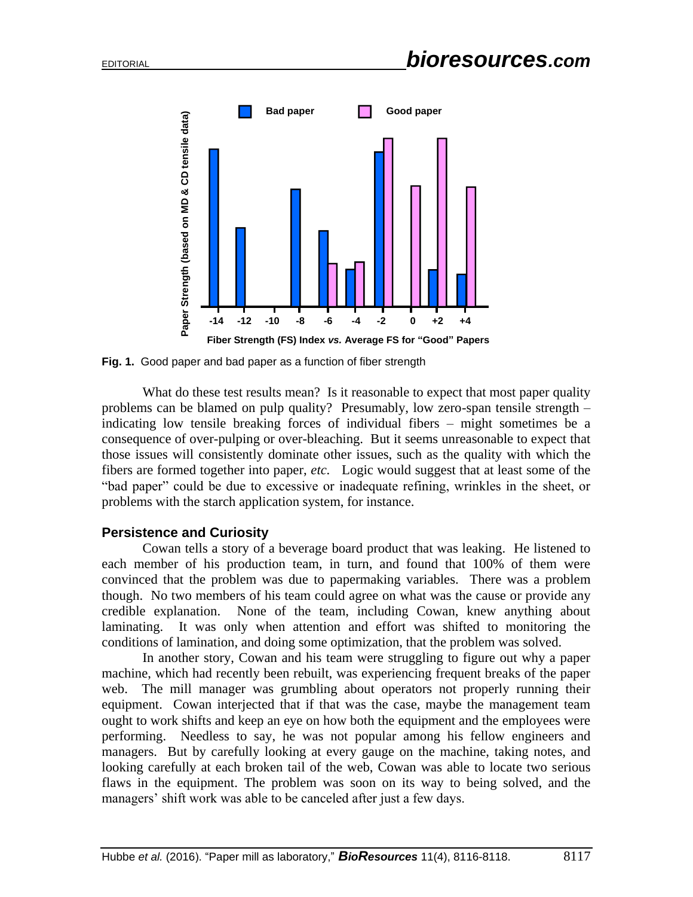Bad paper

Good paper

Paper Strength (based on MD & CD tensile data)

-14 -12 -10 -8 -6 -4 -2 0 +2 +4

Fiber Strength (FS) Index *vs.* Average FS for "Good" Papers

**Fig. 1.** Good paper and bad paper as a function of fiber strength

What do these test results mean? Is it reasonable to expect that most paper quality problems can be blamed on pulp quality? Presumably, low zero-span tensile strength – indicating low tensile breaking forces of individual fibers – might sometimes be a consequence of over-pulping or over-bleaching. But it seems unreasonable to expect that those issues will consistently dominate other issues, such as the quality with which the fibers are formed together into paper, *etc.* Logic would suggest that at least some of the "bad paper" could be due to excessive or inadequate refining, wrinkles in the sheet, or problems with the starch application system, for instance.

## Persistence and Curiosity

Cowan tells a story of a beverage board product that was leaking. He listened to each member of his production team, in turn, and found that 100% of them were convinced that the problem was due to papermaking variables. There was a problem though. No two members of his team could agree on what was the cause or provide any credible explanation. None of the team, including Cowan, knew anything about laminating. It was only when attention and effort was shifted to monitoring the conditions of lamination, and doing some optimization, that the problem was solved.

In another story, Cowan and his team were struggling to figure out why a paper machine, which had recently been rebuilt, was experiencing frequent breaks of the paper web. The mill manager was grumbling about operators not properly running their equipment. Cowan interjected that if that was the case, maybe the management team ought to work shifts and keep an eye on how both the equipment and the employees were performing. Needless to say, he was not popular among his fellow engineers and managers. But by carefully looking at every gauge on the machine, taking notes, and looking carefully at each broken tail of the web, Cowan was able to locate two serious flaws in the equipment. The problem was soon on its way to being solved, and the managers' shift work was able to be canceled after just a few days.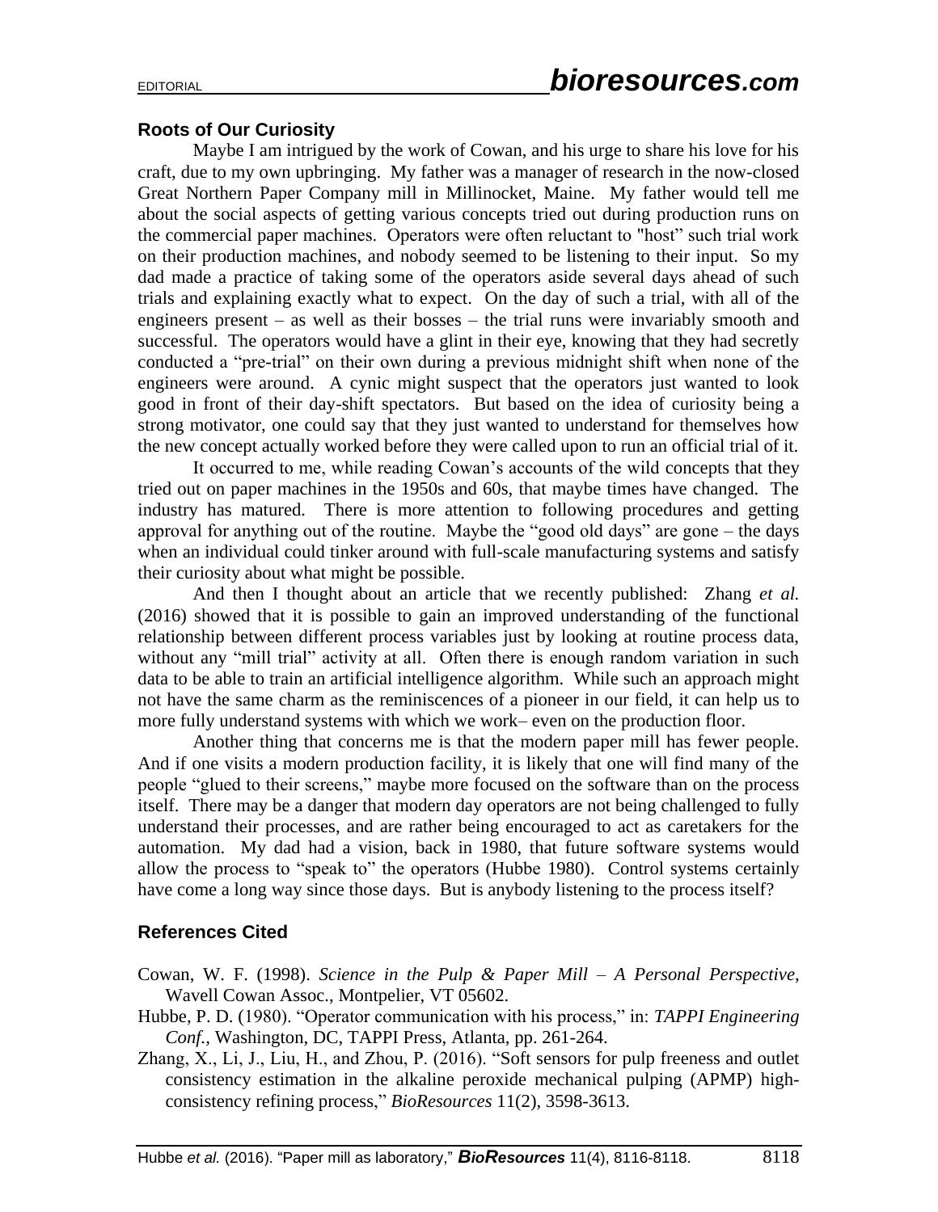## Roots of Our Curiosity

Maybe I am intrigued by the work of Cowan, and his urge to share his love for his craft, due to my own upbringing. My father was a manager of research in the now-closed Great Northern Paper Company mill in Millinocket, Maine. My father would tell me about the social aspects of getting various concepts tried out during production runs on the commercial paper machines. Operators were often reluctant to "host" such trial work on their production machines, and nobody seemed to be listening to their input. So my dad made a practice of taking some of the operators aside several days ahead of such trials and explaining exactly what to expect. On the day of such a trial, with all of the engineers present – as well as their bosses – the trial runs were invariably smooth and successful. The operators would have a glint in their eye, knowing that they had secretly conducted a "pre-trial" on their own during a previous midnight shift when none of the engineers were around. A cynic might suspect that the operators just wanted to look good in front of their day-shift spectators. But based on the idea of curiosity being a strong motivator, one could say that they just wanted to understand for themselves how the new concept actually worked before they were called upon to run an official trial of it.

It occurred to me, while reading Cowan's accounts of the wild concepts that they tried out on paper machines in the 1950s and 60s, that maybe times have changed. The industry has matured. There is more attention to following procedures and getting approval for anything out of the routine. Maybe the "good old days" are gone – the days when an individual could tinker around with full-scale manufacturing systems and satisfy their curiosity about what might be possible.

And then I thought about an article that we recently published: Zhang *et al.* (2016) showed that it is possible to gain an improved understanding of the functional relationship between different process variables just by looking at routine process data, without any "mill trial" activity at all. Often there is enough random variation in such data to be able to train an artificial intelligence algorithm. While such an approach might not have the same charm as the reminiscences of a pioneer in our field, it can help us to more fully understand systems with which we work– even on the production floor.

Another thing that concerns me is that the modern paper mill has fewer people. And if one visits a modern production facility, it is likely that one will find many of the people "glued to their screens," maybe more focused on the software than on the process itself. There may be a danger that modern day operators are not being challenged to fully understand their processes, and are rather being encouraged to act as caretakers for the automation. My dad had a vision, back in 1980, that future software systems would allow the process to "speak to" the operators (Hubbe 1980). Control systems certainly have come a long way since those days. But is anybody listening to the process itself?

## References Cited

Cowan, W. F. (1998). *Science in the Pulp & Paper Mill – A Personal Perspective*, Wavell Cowan Assoc., Montpelier, VT 05602.

Hubbe, P. D. (1980). "Operator communication with his process," in: *TAPPI Engineering Conf.*, Washington, DC, TAPPI Press, Atlanta, pp. 261-264.

Zhang, X., Li, J., Liu, H., and Zhou, P. (2016). "Soft sensors for pulp freeness and outlet consistency estimation in the alkaline peroxide mechanical pulping (APMP) high-consistency refining process," *BioResources* 11(2), 3598-3613.